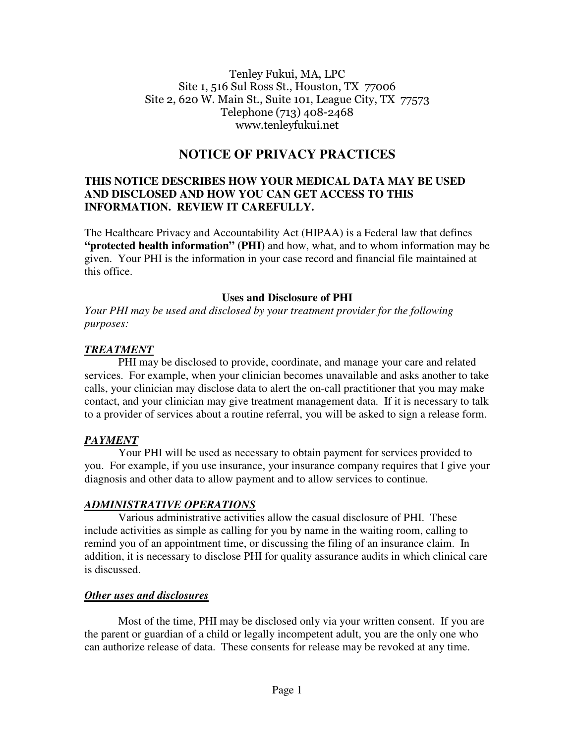Tenley Fukui, MA, LPC
Site 1, 516 Sul Ross St., Houston, TX 77006
Site 2, 620 W. Main St., Suite 101, League City, TX 77573
Telephone (713) 408-2468
www.tenleyfukui.net

# NOTICE OF PRIVACY PRACTICES

**THIS NOTICE DESCRIBES HOW YOUR MEDICAL DATA MAY BE USED AND DISCLOSED AND HOW YOU CAN GET ACCESS TO THIS INFORMATION. REVIEW IT CAREFULLY.**

The Healthcare Privacy and Accountability Act (HIPAA) is a Federal law that defines **"protected health information" (PHI)** and how, what, and to whom information may be given. Your PHI is the information in your case record and financial file maintained at this office.

## Uses and Disclosure of PHI

*Your PHI may be used and disclosed by your treatment provider for the following purposes:*

### ***TREATMENT***

PHI may be disclosed to provide, coordinate, and manage your care and related services. For example, when your clinician becomes unavailable and asks another to take calls, your clinician may disclose data to alert the on-call practitioner that you may make contact, and your clinician may give treatment management data. If it is necessary to talk to a provider of services about a routine referral, you will be asked to sign a release form.

### ***PAYMENT***

Your PHI will be used as necessary to obtain payment for services provided to you. For example, if you use insurance, your insurance company requires that I give your diagnosis and other data to allow payment and to allow services to continue.

### ***ADMINISTRATIVE OPERATIONS***

Various administrative activities allow the casual disclosure of PHI. These include activities as simple as calling for you by name in the waiting room, calling to remind you of an appointment time, or discussing the filing of an insurance claim. In addition, it is necessary to disclose PHI for quality assurance audits in which clinical care is discussed.

### ***Other uses and disclosures***

Most of the time, PHI may be disclosed only via your written consent. If you are the parent or guardian of a child or legally incompetent adult, you are the only one who can authorize release of data. These consents for release may be revoked at any time.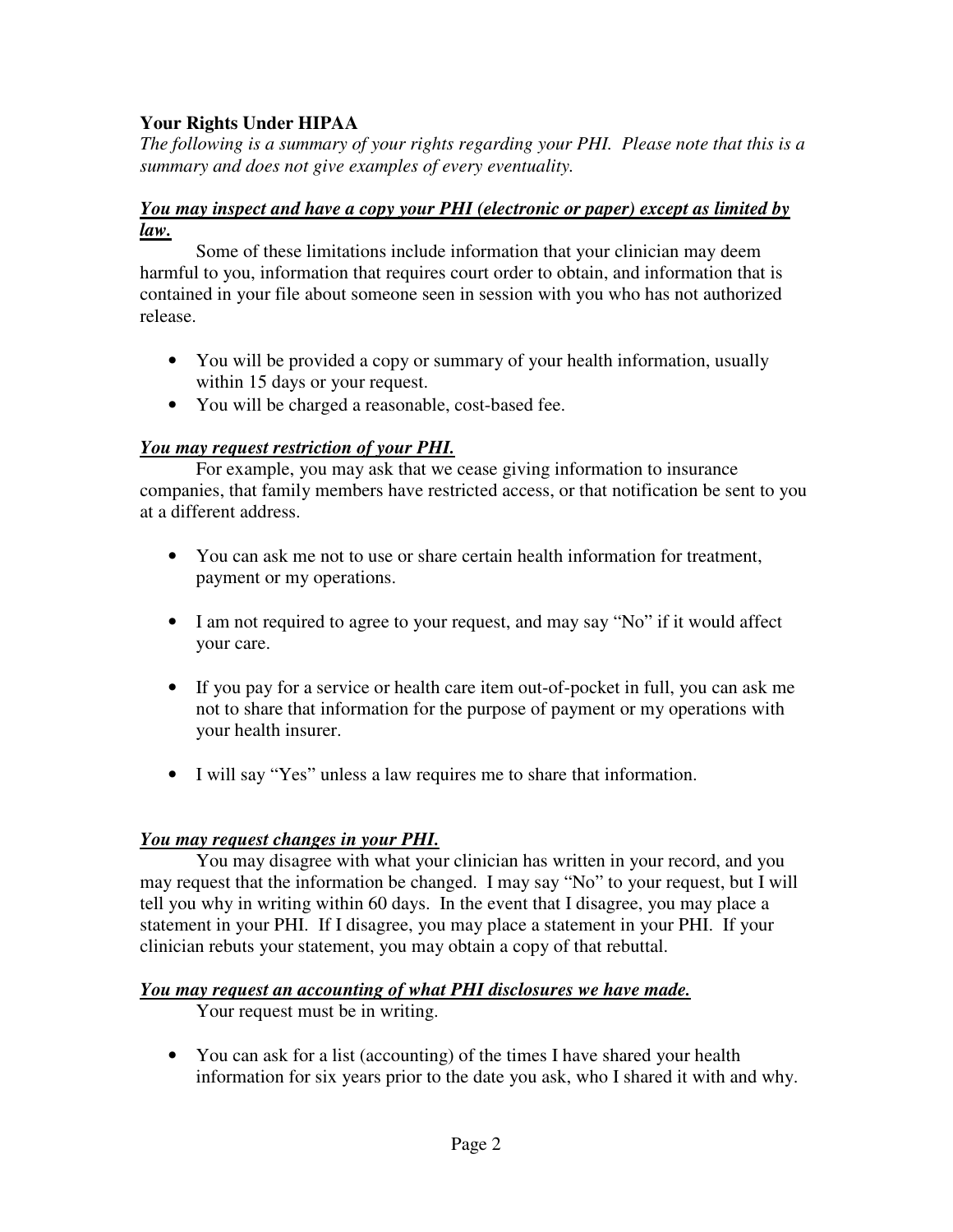## Your Rights Under HIPAA

*The following is a summary of your rights regarding your PHI. Please note that this is a summary and does not give examples of every eventuality.*

***You may inspect and have a copy your PHI (electronic or paper) except as limited by law.***

Some of these limitations include information that your clinician may deem harmful to you, information that requires court order to obtain, and information that is contained in your file about someone seen in session with you who has not authorized release.

- You will be provided a copy or summary of your health information, usually within 15 days or your request.
- You will be charged a reasonable, cost-based fee.

***You may request restriction of your PHI.***

For example, you may ask that we cease giving information to insurance companies, that family members have restricted access, or that notification be sent to you at a different address.

- You can ask me not to use or share certain health information for treatment, payment or my operations.
- I am not required to agree to your request, and may say "No" if it would affect your care.
- If you pay for a service or health care item out-of-pocket in full, you can ask me not to share that information for the purpose of payment or my operations with your health insurer.
- I will say "Yes" unless a law requires me to share that information.

***You may request changes in your PHI.***

You may disagree with what your clinician has written in your record, and you may request that the information be changed. I may say "No" to your request, but I will tell you why in writing within 60 days. In the event that I disagree, you may place a statement in your PHI. If I disagree, you may place a statement in your PHI. If your clinician rebuts your statement, you may obtain a copy of that rebuttal.

***You may request an accounting of what PHI disclosures we have made.***

Your request must be in writing.

- You can ask for a list (accounting) of the times I have shared your health information for six years prior to the date you ask, who I shared it with and why.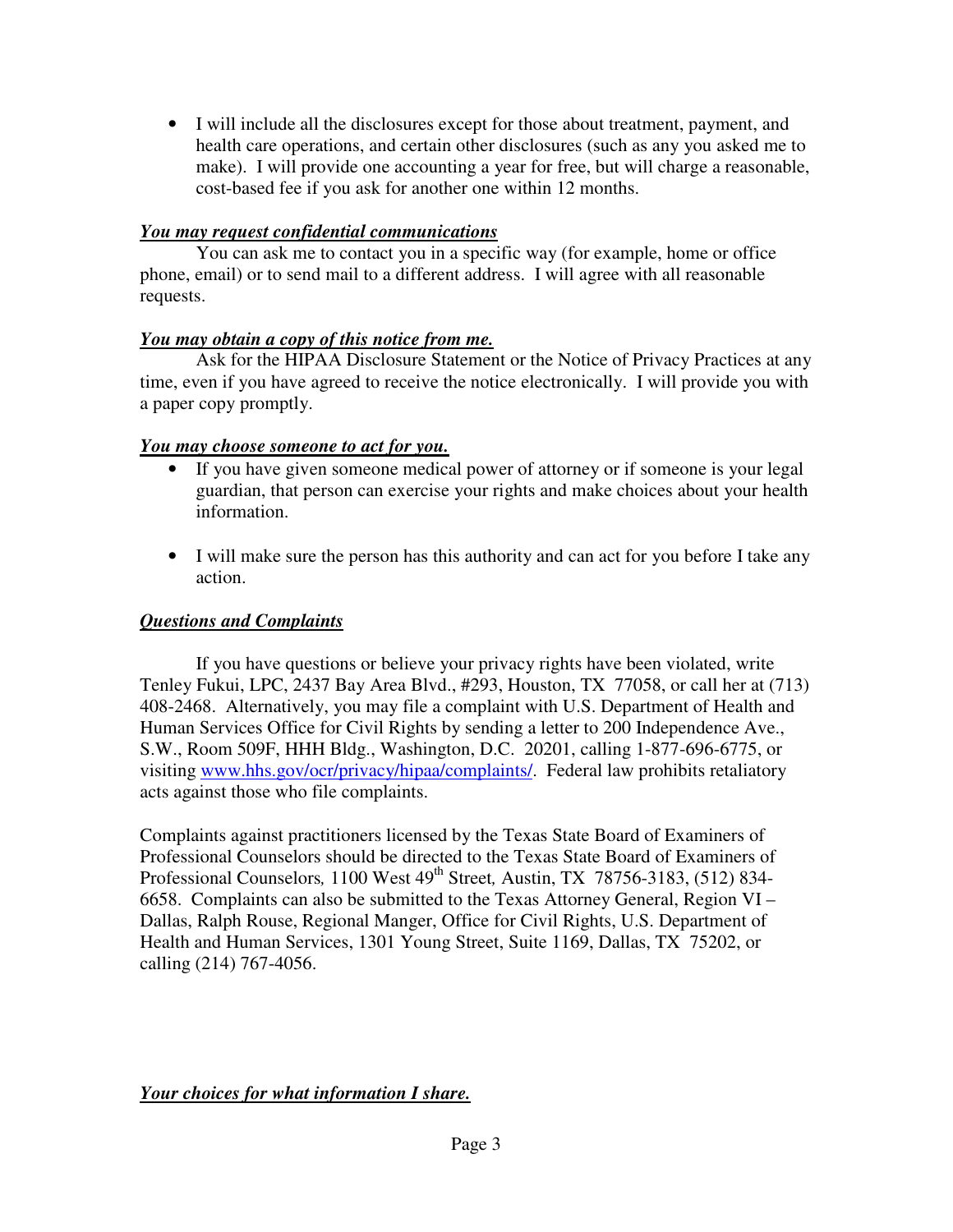- I will include all the disclosures except for those about treatment, payment, and health care operations, and certain other disclosures (such as any you asked me to make). I will provide one accounting a year for free, but will charge a reasonable, cost-based fee if you ask for another one within 12 months.

***<u>You may request confidential communications</u>***

You can ask me to contact you in a specific way (for example, home or office phone, email) or to send mail to a different address. I will agree with all reasonable requests.

***<u>You may obtain a copy of this notice from me.</u>***

Ask for the HIPAA Disclosure Statement or the Notice of Privacy Practices at any time, even if you have agreed to receive the notice electronically. I will provide you with a paper copy promptly.

***<u>You may choose someone to act for you.</u>***

- If you have given someone medical power of attorney or if someone is your legal guardian, that person can exercise your rights and make choices about your health information.
- I will make sure the person has this authority and can act for you before I take any action.

***<u>Questions and Complaints</u>***

If you have questions or believe your privacy rights have been violated, write Tenley Fukui, LPC, 2437 Bay Area Blvd., #293, Houston, TX 77058, or call her at (713) 408-2468. Alternatively, you may file a complaint with U.S. Department of Health and Human Services Office for Civil Rights by sending a letter to 200 Independence Ave., S.W., Room 509F, HHH Bldg., Washington, D.C. 20201, calling 1-877-696-6775, or visiting [www.hhs.gov/ocr/privacy/hipaa/complaints/](www.hhs.gov/ocr/privacy/hipaa/complaints/). Federal law prohibits retaliatory acts against those who file complaints.

Complaints against practitioners licensed by the Texas State Board of Examiners of Professional Counselors should be directed to the Texas State Board of Examiners of Professional Counselors*,* 1100 West 49th Street*,* Austin, TX 78756-3183, (512) 834-6658. Complaints can also be submitted to the Texas Attorney General, Region VI – Dallas, Ralph Rouse, Regional Manger, Office for Civil Rights, U.S. Department of Health and Human Services, 1301 Young Street, Suite 1169, Dallas, TX 75202, or calling (214) 767-4056.

***<u>Your choices for what information I share.</u>***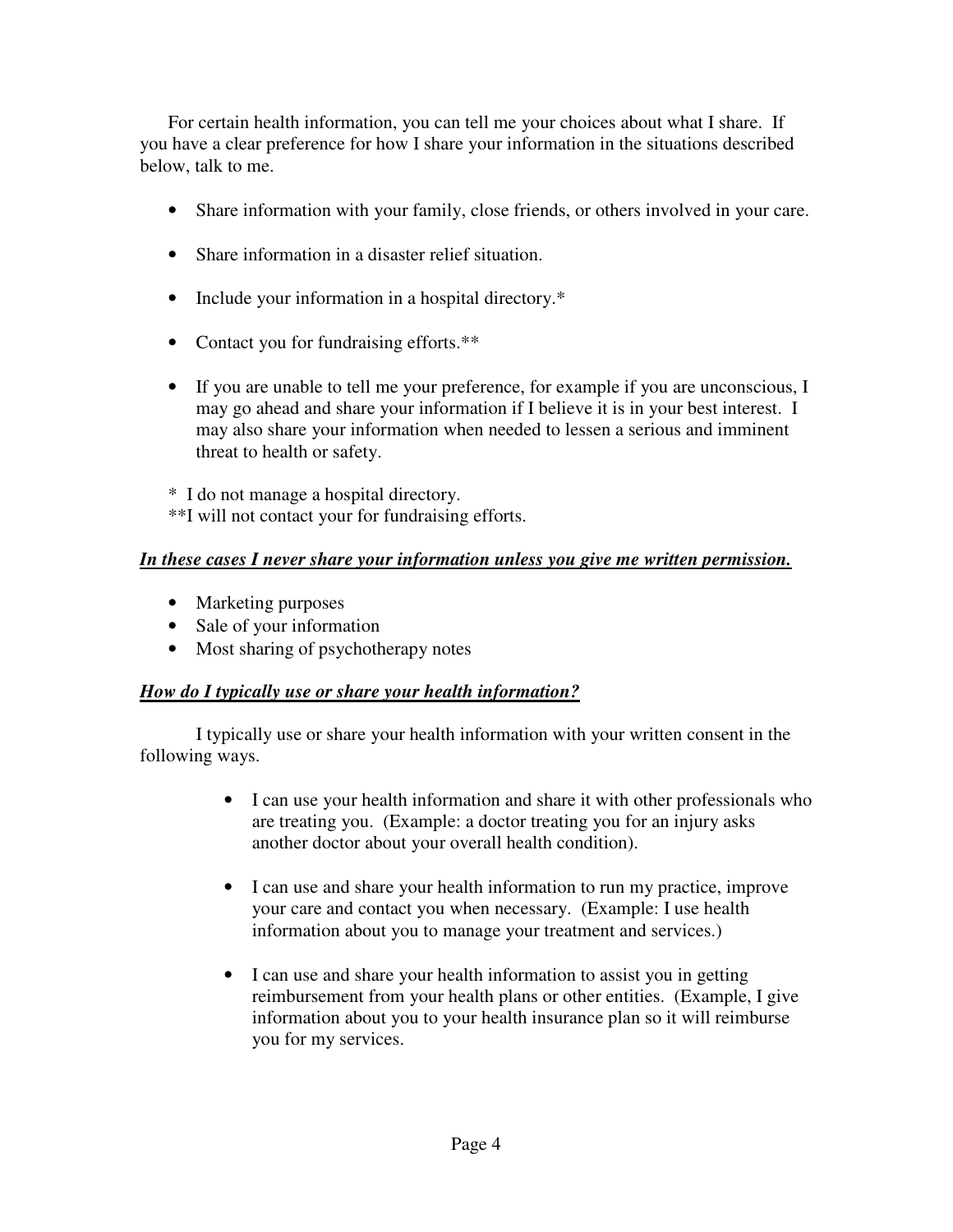For certain health information, you can tell me your choices about what I share. If you have a clear preference for how I share your information in the situations described below, talk to me.

- Share information with your family, close friends, or others involved in your care.
- Share information in a disaster relief situation.
- Include your information in a hospital directory.*
- Contact you for fundraising efforts.**
- If you are unable to tell me your preference, for example if you are unconscious, I may go ahead and share your information if I believe it is in your best interest. I may also share your information when needed to lessen a serious and imminent threat to health or safety.

\* I do not manage a hospital directory.
\*\*I will not contact your for fundraising efforts.

***<u>In these cases I never share your information unless you give me written permission.</u>***

- Marketing purposes
- Sale of your information
- Most sharing of psychotherapy notes

***<u>How do I typically use or share your health information?</u>***

I typically use or share your health information with your written consent in the following ways.

- I can use your health information and share it with other professionals who are treating you. (Example: a doctor treating you for an injury asks another doctor about your overall health condition).
- I can use and share your health information to run my practice, improve your care and contact you when necessary. (Example: I use health information about you to manage your treatment and services.)
- I can use and share your health information to assist you in getting reimbursement from your health plans or other entities. (Example, I give information about you to your health insurance plan so it will reimburse you for my services.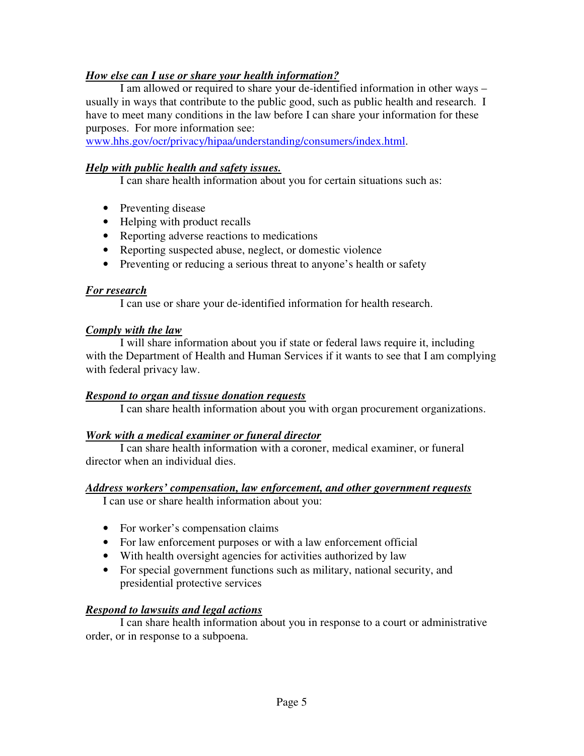***How else can I use or share your health information?***

I am allowed or required to share your de-identified information in other ways – usually in ways that contribute to the public good, such as public health and research. I have to meet many conditions in the law before I can share your information for these purposes. For more information see: [www.hhs.gov/ocr/privacy/hipaa/understanding/consumers/index.html](www.hhs.gov/ocr/privacy/hipaa/understanding/consumers/index.html).

***Help with public health and safety issues.***

I can share health information about you for certain situations such as:

- Preventing disease
- Helping with product recalls
- Reporting adverse reactions to medications
- Reporting suspected abuse, neglect, or domestic violence
- Preventing or reducing a serious threat to anyone's health or safety

***For research***

I can use or share your de-identified information for health research.

***Comply with the law***

I will share information about you if state or federal laws require it, including with the Department of Health and Human Services if it wants to see that I am complying with federal privacy law.

***Respond to organ and tissue donation requests***

I can share health information about you with organ procurement organizations.

***Work with a medical examiner or funeral director***

I can share health information with a coroner, medical examiner, or funeral director when an individual dies.

***Address workers' compensation, law enforcement, and other government requests***

I can use or share health information about you:

- For worker's compensation claims
- For law enforcement purposes or with a law enforcement official
- With health oversight agencies for activities authorized by law
- For special government functions such as military, national security, and presidential protective services

***Respond to lawsuits and legal actions***

I can share health information about you in response to a court or administrative order, or in response to a subpoena.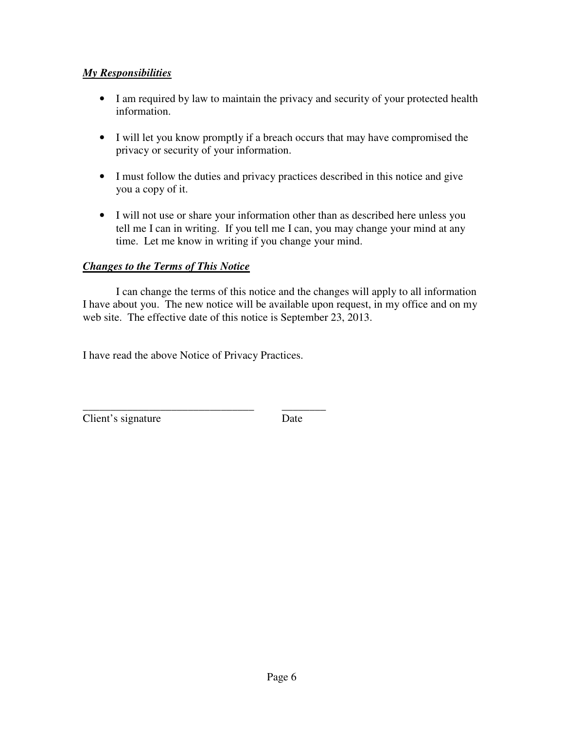***My Responsibilities***

- I am required by law to maintain the privacy and security of your protected health information.
- I will let you know promptly if a breach occurs that may have compromised the privacy or security of your information.
- I must follow the duties and privacy practices described in this notice and give you a copy of it.
- I will not use or share your information other than as described here unless you tell me I can in writing. If you tell me I can, you may change your mind at any time. Let me know in writing if you change your mind.

***Changes to the Terms of This Notice***

I can change the terms of this notice and the changes will apply to all information I have about you. The new notice will be available upon request, in my office and on my web site. The effective date of this notice is September 23, 2013.

I have read the above Notice of Privacy Practices.

_______________________________ ________

Client's signature Date